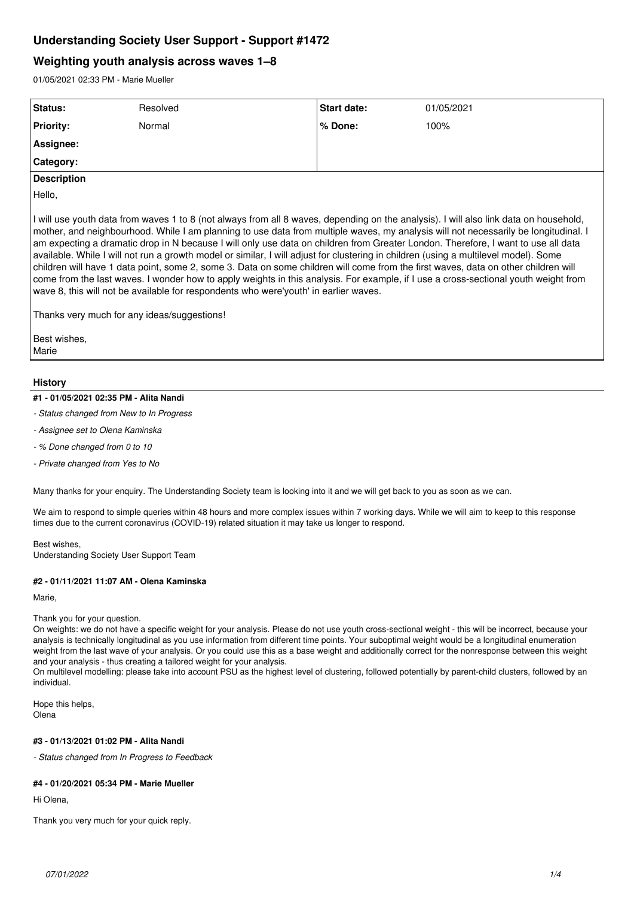# Understanding Society User Support - Support #1472

## Weighting youth analysis across waves 1–8

01/05/2021 02:33 PM - Marie Mueller

| Status: | Resolved | Start date: | 01/05/2021 |
|---|---|---|---|
| Priority: | Normal | % Done: | 100% |
| Assignee: | | | |
| Category: | | | |

**Description**

Hello,

I will use youth data from waves 1 to 8 (not always from all 8 waves, depending on the analysis). I will also link data on household, mother, and neighbourhood. While I am planning to use data from multiple waves, my analysis will not necessarily be longitudinal. I am expecting a dramatic drop in N because I will only use data on children from Greater London. Therefore, I want to use all data available. While I will not run a growth model or similar, I will adjust for clustering in children (using a multilevel model). Some children will have 1 data point, some 2, some 3. Data on some children will come from the first waves, data on other children will come from the last waves. I wonder how to apply weights in this analysis. For example, if I use a cross-sectional youth weight from wave 8, this will not be available for respondents who were'youth' in earlier waves.

Thanks very much for any ideas/suggestions!

Best wishes,
Marie

### History

#### #1 - 01/05/2021 02:35 PM - Alita Nandi

- *Status changed from New to In Progress*
- *Assignee set to Olena Kaminska*
- *% Done changed from 0 to 10*
- *Private changed from Yes to No*

Many thanks for your enquiry. The Understanding Society team is looking into it and we will get back to you as soon as we can.

We aim to respond to simple queries within 48 hours and more complex issues within 7 working days. While we will aim to keep to this response times due to the current coronavirus (COVID-19) related situation it may take us longer to respond.

Best wishes,
Understanding Society User Support Team

#### #2 - 01/11/2021 11:07 AM - Olena Kaminska

Marie,

Thank you for your question.
On weights: we do not have a specific weight for your analysis. Please do not use youth cross-sectional weight - this will be incorrect, because your analysis is technically longitudinal as you use information from different time points. Your suboptimal weight would be a longitudinal enumeration weight from the last wave of your analysis. Or you could use this as a base weight and additionally correct for the nonresponse between this weight and your analysis - thus creating a tailored weight for your analysis.
On multilevel modelling: please take into account PSU as the highest level of clustering, followed potentially by parent-child clusters, followed by an individual.

Hope this helps,
Olena

#### #3 - 01/13/2021 01:02 PM - Alita Nandi

- *Status changed from In Progress to Feedback*

#### #4 - 01/20/2021 05:34 PM - Marie Mueller

Hi Olena,

Thank you very much for your quick reply.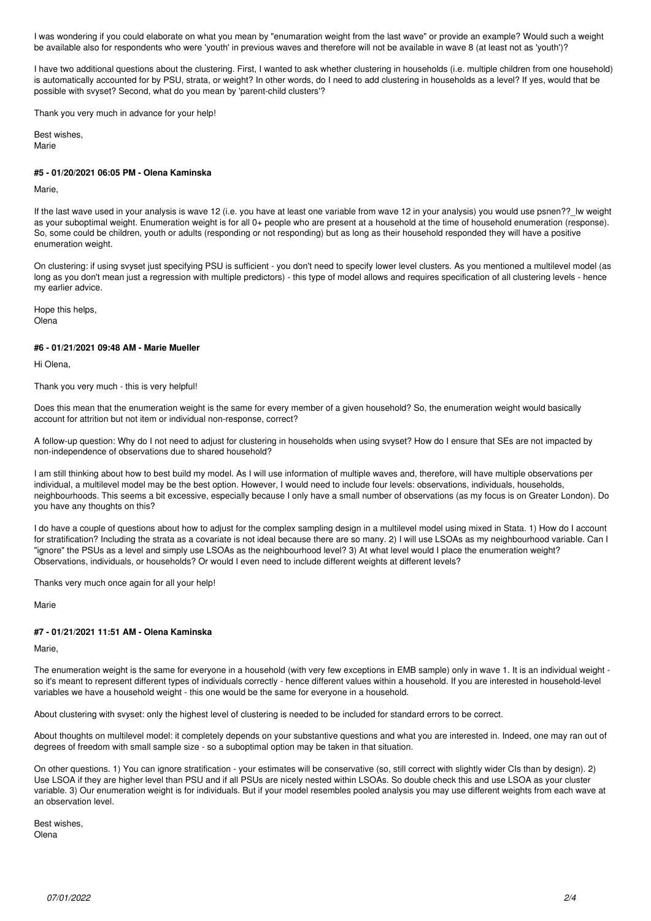I was wondering if you could elaborate on what you mean by "enumaration weight from the last wave" or provide an example? Would such a weight be available also for respondents who were 'youth' in previous waves and therefore will not be available in wave 8 (at least not as 'youth')?

I have two additional questions about the clustering. First, I wanted to ask whether clustering in households (i.e. multiple children from one household) is automatically accounted for by PSU, strata, or weight? In other words, do I need to add clustering in households as a level? If yes, would that be possible with svyset? Second, what do you mean by 'parent-child clusters'?

Thank you very much in advance for your help!

Best wishes,
Marie

#### #5 - 01/20/2021 06:05 PM - Olena Kaminska

Marie,

If the last wave used in your analysis is wave 12 (i.e. you have at least one variable from wave 12 in your analysis) you would use psnen??_lw weight as your suboptimal weight. Enumeration weight is for all 0+ people who are present at a household at the time of household enumeration (response). So, some could be children, youth or adults (responding or not responding) but as long as their household responded they will have a positive enumeration weight.

On clustering: if using svyset just specifying PSU is sufficient - you don't need to specify lower level clusters. As you mentioned a multilevel model (as long as you don't mean just a regression with multiple predictors) - this type of model allows and requires specification of all clustering levels - hence my earlier advice.

Hope this helps,
Olena

#### #6 - 01/21/2021 09:48 AM - Marie Mueller

Hi Olena,

Thank you very much - this is very helpful!

Does this mean that the enumeration weight is the same for every member of a given household? So, the enumeration weight would basically account for attrition but not item or individual non-response, correct?

A follow-up question: Why do I not need to adjust for clustering in households when using svyset? How do I ensure that SEs are not impacted by non-independence of observations due to shared household?

I am still thinking about how to best build my model. As I will use information of multiple waves and, therefore, will have multiple observations per individual, a multilevel model may be the best option. However, I would need to include four levels: observations, individuals, households, neighbourhoods. This seems a bit excessive, especially because I only have a small number of observations (as my focus is on Greater London). Do you have any thoughts on this?

I do have a couple of questions about how to adjust for the complex sampling design in a multilevel model using mixed in Stata. 1) How do I account for stratification? Including the strata as a covariate is not ideal because there are so many. 2) I will use LSOAs as my neighbourhood variable. Can I "ignore" the PSUs as a level and simply use LSOAs as the neighbourhood level? 3) At what level would I place the enumeration weight? Observations, individuals, or households? Or would I even need to include different weights at different levels?

Thanks very much once again for all your help!

Marie

#### #7 - 01/21/2021 11:51 AM - Olena Kaminska

Marie,

The enumeration weight is the same for everyone in a household (with very few exceptions in EMB sample) only in wave 1. It is an individual weight - so it's meant to represent different types of individuals correctly - hence different values within a household. If you are interested in household-level variables we have a household weight - this one would be the same for everyone in a household.

About clustering with svyset: only the highest level of clustering is needed to be included for standard errors to be correct.

About thoughts on multilevel model: it completely depends on your substantive questions and what you are interested in. Indeed, one may ran out of degrees of freedom with small sample size - so a suboptimal option may be taken in that situation.

On other questions. 1) You can ignore stratification - your estimates will be conservative (so, still correct with slightly wider CIs than by design). 2) Use LSOA if they are higher level than PSU and if all PSUs are nicely nested within LSOAs. So double check this and use LSOA as your cluster variable. 3) Our enumeration weight is for individuals. But if your model resembles pooled analysis you may use different weights from each wave at an observation level.

Best wishes,
Olena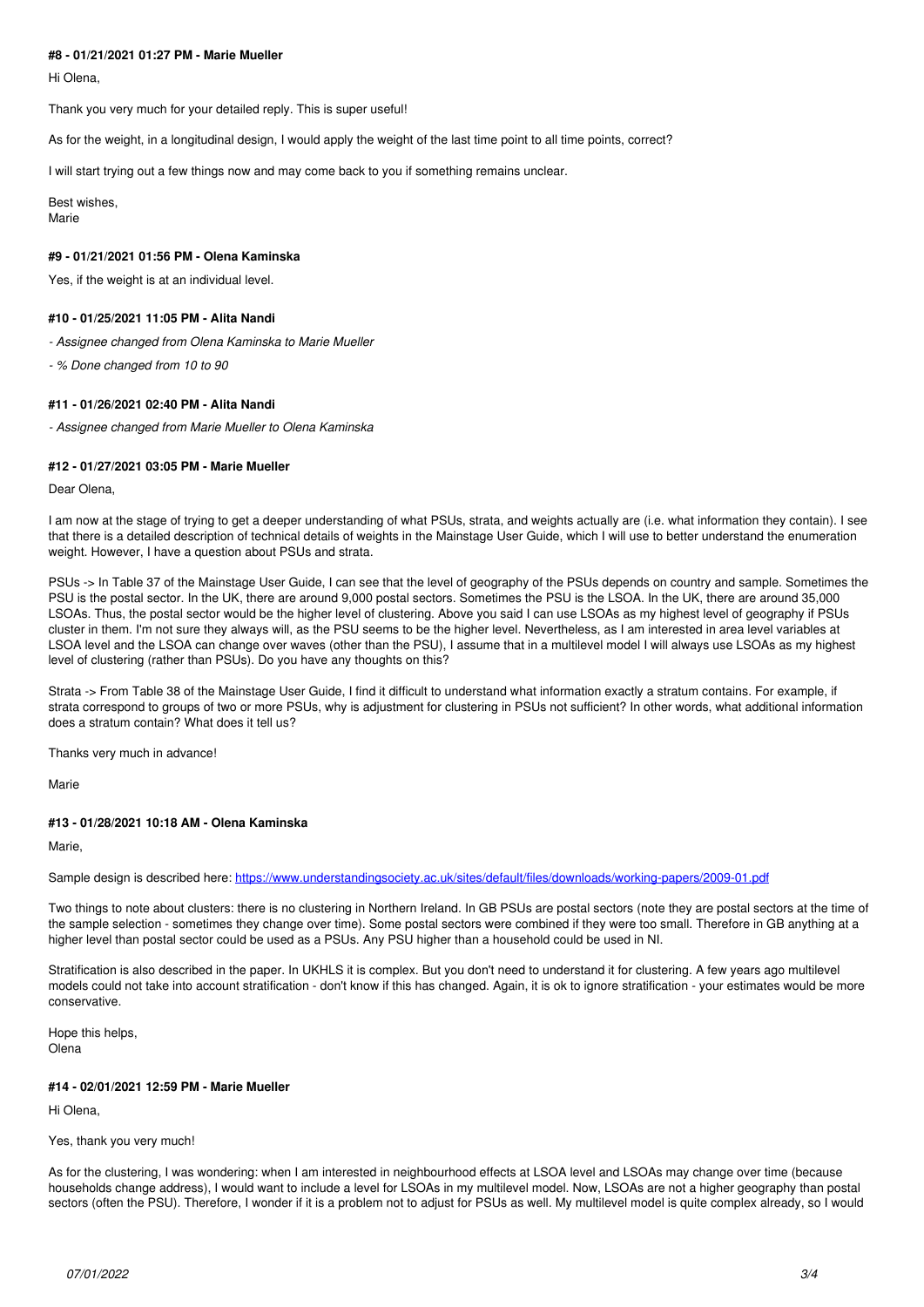#### #8 - 01/21/2021 01:27 PM - Marie Mueller

Hi Olena,

Thank you very much for your detailed reply. This is super useful!

As for the weight, in a longitudinal design, I would apply the weight of the last time point to all time points, correct?

I will start trying out a few things now and may come back to you if something remains unclear.

Best wishes,
Marie

#### #9 - 01/21/2021 01:56 PM - Olena Kaminska

Yes, if the weight is at an individual level.

#### #10 - 01/25/2021 11:05 PM - Alita Nandi

*- Assignee changed from Olena Kaminska to Marie Mueller*

*- % Done changed from 10 to 90*

#### #11 - 01/26/2021 02:40 PM - Alita Nandi

*- Assignee changed from Marie Mueller to Olena Kaminska*

#### #12 - 01/27/2021 03:05 PM - Marie Mueller

Dear Olena,

I am now at the stage of trying to get a deeper understanding of what PSUs, strata, and weights actually are (i.e. what information they contain). I see that there is a detailed description of technical details of weights in the Mainstage User Guide, which I will use to better understand the enumeration weight. However, I have a question about PSUs and strata.

PSUs -> In Table 37 of the Mainstage User Guide, I can see that the level of geography of the PSUs depends on country and sample. Sometimes the PSU is the postal sector. In the UK, there are around 9,000 postal sectors. Sometimes the PSU is the LSOA. In the UK, there are around 35,000 LSOAs. Thus, the postal sector would be the higher level of clustering. Above you said I can use LSOAs as my highest level of geography if PSUs cluster in them. I'm not sure they always will, as the PSU seems to be the higher level. Nevertheless, as I am interested in area level variables at LSOA level and the LSOA can change over waves (other than the PSU), I assume that in a multilevel model I will always use LSOAs as my highest level of clustering (rather than PSUs). Do you have any thoughts on this?

Strata -> From Table 38 of the Mainstage User Guide, I find it difficult to understand what information exactly a stratum contains. For example, if strata correspond to groups of two or more PSUs, why is adjustment for clustering in PSUs not sufficient? In other words, what additional information does a stratum contain? What does it tell us?

Thanks very much in advance!

Marie

#### #13 - 01/28/2021 10:18 AM - Olena Kaminska

Marie,

Sample design is described here: https://www.understandingsociety.ac.uk/sites/default/files/downloads/working-papers/2009-01.pdf

Two things to note about clusters: there is no clustering in Northern Ireland. In GB PSUs are postal sectors (note they are postal sectors at the time of the sample selection - sometimes they change over time). Some postal sectors were combined if they were too small. Therefore in GB anything at a higher level than postal sector could be used as a PSUs. Any PSU higher than a household could be used in NI.

Stratification is also described in the paper. In UKHLS it is complex. But you don't need to understand it for clustering. A few years ago multilevel models could not take into account stratification - don't know if this has changed. Again, it is ok to ignore stratification - your estimates would be more conservative.

Hope this helps,
Olena

#### #14 - 02/01/2021 12:59 PM - Marie Mueller

Hi Olena,

Yes, thank you very much!

As for the clustering, I was wondering: when I am interested in neighbourhood effects at LSOA level and LSOAs may change over time (because households change address), I would want to include a level for LSOAs in my multilevel model. Now, LSOAs are not a higher geography than postal sectors (often the PSU). Therefore, I wonder if it is a problem not to adjust for PSUs as well. My multilevel model is quite complex already, so I would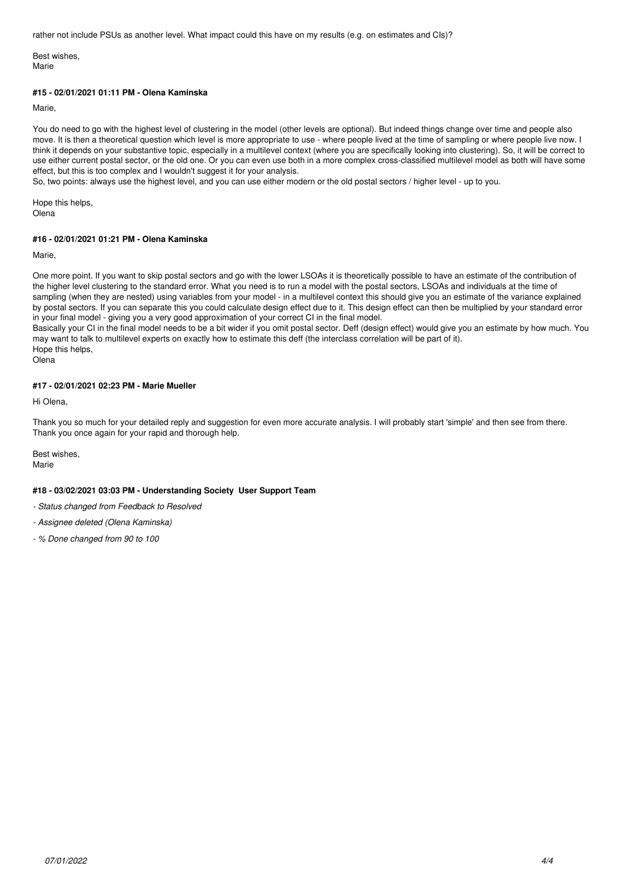rather not include PSUs as another level. What impact could this have on my results (e.g. on estimates and CIs)?

Best wishes,
Marie

#### #15 - 02/01/2021 01:11 PM - Olena Kaminska

Marie,

You do need to go with the highest level of clustering in the model (other levels are optional). But indeed things change over time and people also move. It is then a theoretical question which level is more appropriate to use - where people lived at the time of sampling or where people live now. I think it depends on your substantive topic, especially in a multilevel context (where you are specifically looking into clustering). So, it will be correct to use either current postal sector, or the old one. Or you can even use both in a more complex cross-classified multilevel model as both will have some effect, but this is too complex and I wouldn't suggest it for your analysis.
So, two points: always use the highest level, and you can use either modern or the old postal sectors / higher level - up to you.

Hope this helps,
Olena

#### #16 - 02/01/2021 01:21 PM - Olena Kaminska

Marie,

One more point. If you want to skip postal sectors and go with the lower LSOAs it is theoretically possible to have an estimate of the contribution of the higher level clustering to the standard error. What you need is to run a model with the postal sectors, LSOAs and individuals at the time of sampling (when they are nested) using variables from your model - in a multilevel context this should give you an estimate of the variance explained by postal sectors. If you can separate this you could calculate design effect due to it. This design effect can then be multiplied by your standard error in your final model - giving you a very good approximation of your correct CI in the final model.
Basically your CI in the final model needs to be a bit wider if you omit postal sector. Deff (design effect) would give you an estimate by how much. You may want to talk to multilevel experts on exactly how to estimate this deff (the interclass correlation will be part of it).
Hope this helps,
Olena

#### #17 - 02/01/2021 02:23 PM - Marie Mueller

Hi Olena,

Thank you so much for your detailed reply and suggestion for even more accurate analysis. I will probably start 'simple' and then see from there. Thank you once again for your rapid and thorough help.

Best wishes,
Marie

#### #18 - 03/02/2021 03:03 PM - Understanding Society User Support Team

- *Status changed from Feedback to Resolved*
- *Assignee deleted (Olena Kaminska)*
- *% Done changed from 90 to 100*